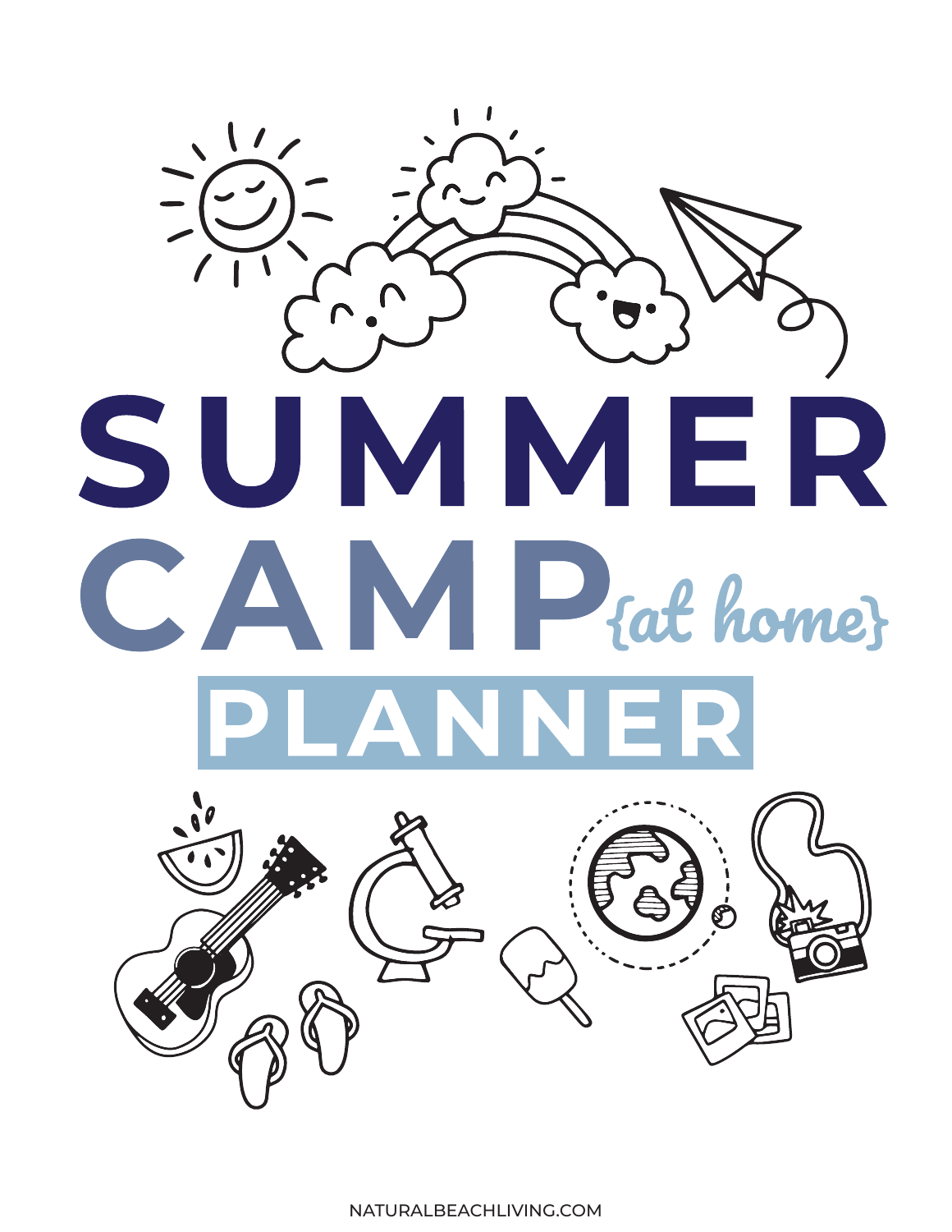# SUMMER CAMP {at home} PLANNER

NATURALBEACHLIVING.COM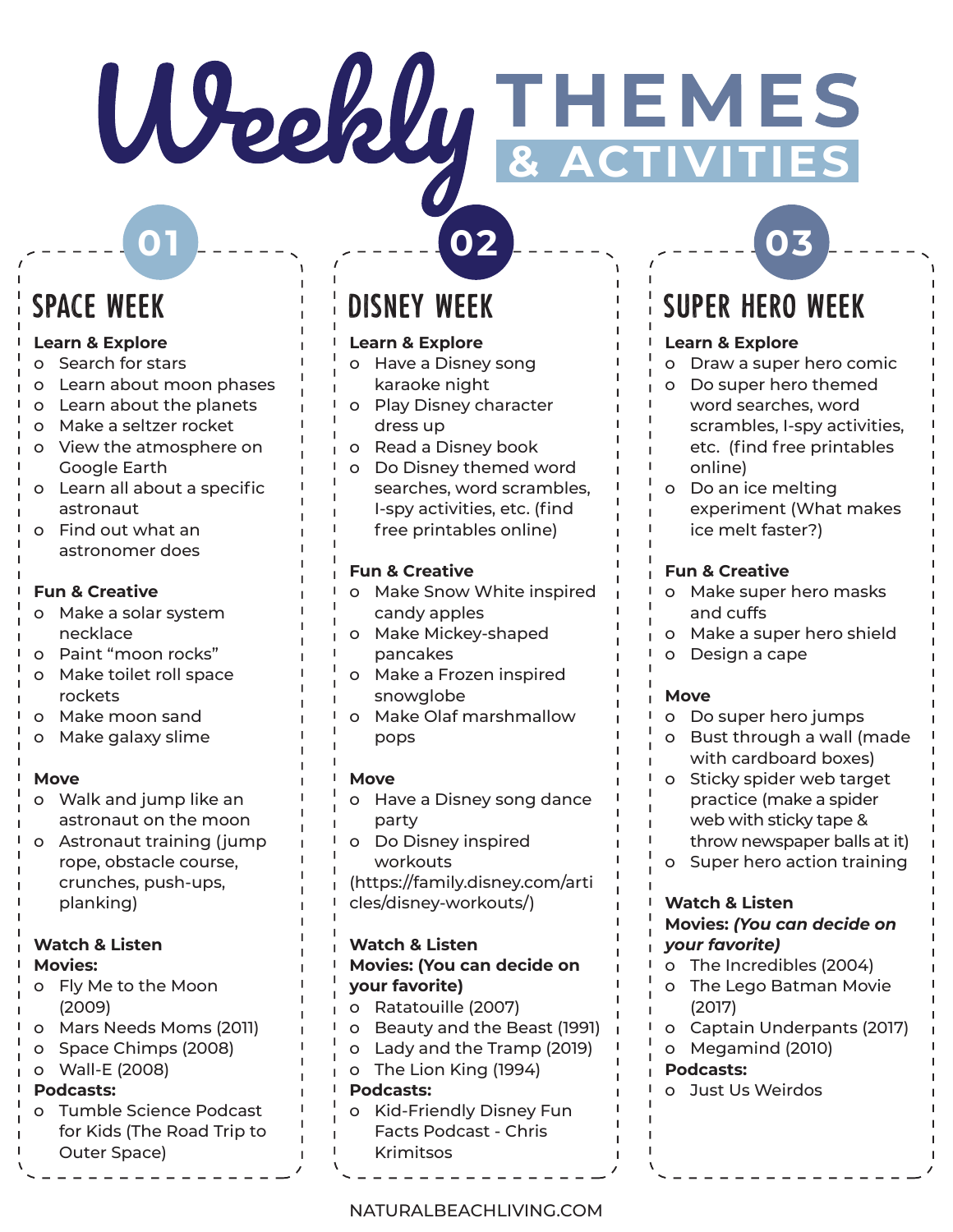# Weekly THEMES & ACTIVITIES

## 01

## SPACE WEEK

**Learn & Explore**

- Search for stars
- Learn about moon phases
- Learn about the planets
- Make a seltzer rocket
- View the atmosphere on Google Earth
- Learn all about a specific astronaut
- Find out what an astronomer does

**Fun & Creative**

- Make a solar system necklace
- Paint "moon rocks"
- Make toilet roll space rockets
- Make moon sand
- Make galaxy slime

**Move**

- Walk and jump like an astronaut on the moon
- Astronaut training (jump rope, obstacle course, crunches, push-ups, planking)

**Watch & Listen**

**Movies:**

- Fly Me to the Moon (2009)
- Mars Needs Moms (2011)
- Space Chimps (2008)
- Wall-E (2008)

**Podcasts:**

- Tumble Science Podcast for Kids (The Road Trip to Outer Space)

## 02

## DISNEY WEEK

**Learn & Explore**

- Have a Disney song karaoke night
- Play Disney character dress up
- Read a Disney book
- Do Disney themed word searches, word scrambles, I-spy activities, etc. (find free printables online)

**Fun & Creative**

- Make Snow White inspired candy apples
- Make Mickey-shaped pancakes
- Make a Frozen inspired snowglobe
- Make Olaf marshmallow pops

**Move**

- Have a Disney song dance party
- Do Disney inspired workouts

(https://family.disney.com/articles/disney-workouts/)

**Watch & Listen**

**Movies: (You can decide on your favorite)**

- Ratatouille (2007)
- Beauty and the Beast (1991)
- Lady and the Tramp (2019)
- The Lion King (1994)

**Podcasts:**

- Kid-Friendly Disney Fun Facts Podcast - Chris Krimitsos

## 03

## SUPER HERO WEEK

**Learn & Explore**

- Draw a super hero comic
- Do super hero themed word searches, word scrambles, I-spy activities, etc. (find free printables online)
- Do an ice melting experiment (What makes ice melt faster?)

**Fun & Creative**

- Make super hero masks and cuffs
- Make a super hero shield
- Design a cape

**Move**

- Do super hero jumps
- Bust through a wall (made with cardboard boxes)
- Sticky spider web target practice (make a spider web with sticky tape & throw newspaper balls at it)
- Super hero action training

**Watch & Listen**

**Movies: *(You can decide on your favorite)***

- The Incredibles (2004)
- The Lego Batman Movie (2017)
- Captain Underpants (2017)
- Megamind (2010)

**Podcasts:**

- Just Us Weirdos

NATURALBEACHLIVING.COM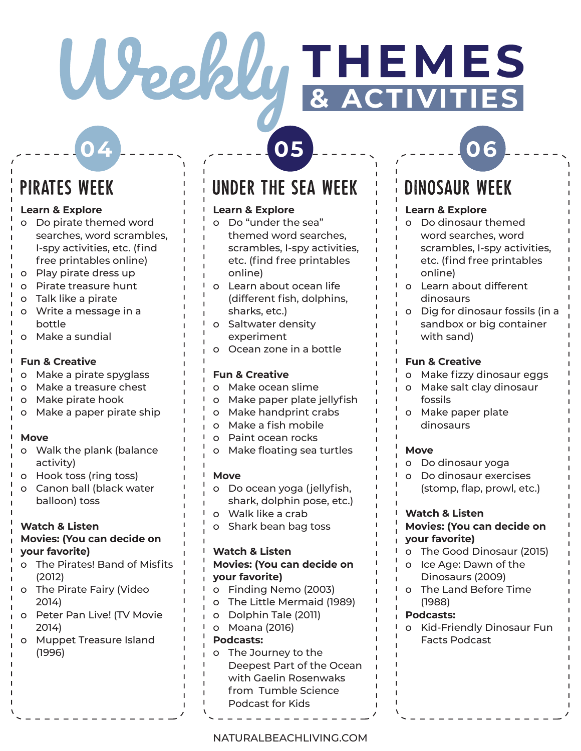# Weekly THEMES & ACTIVITIES

## 04

### PIRATES WEEK

**Learn & Explore**

- Do pirate themed word searches, word scrambles, I-spy activities, etc. (find free printables online)
- Play pirate dress up
- Pirate treasure hunt
- Talk like a pirate
- Write a message in a bottle
- Make a sundial

**Fun & Creative**

- Make a pirate spyglass
- Make a treasure chest
- Make pirate hook
- Make a paper pirate ship

**Move**

- Walk the plank (balance activity)
- Hook toss (ring toss)
- Canon ball (black water balloon) toss

**Watch & Listen**

**Movies: (You can decide on your favorite)**

- The Pirates! Band of Misfits (2012)
- The Pirate Fairy (Video 2014)
- Peter Pan Live! (TV Movie 2014)
- Muppet Treasure Island (1996)

## 05

### UNDER THE SEA WEEK

**Learn & Explore**

- Do "under the sea" themed word searches, scrambles, I-spy activities, etc. (find free printables online)
- Learn about ocean life (different fish, dolphins, sharks, etc.)
- Saltwater density experiment
- Ocean zone in a bottle

**Fun & Creative**

- Make ocean slime
- Make paper plate jellyfish
- Make handprint crabs
- Make a fish mobile
- Paint ocean rocks
- Make floating sea turtles

**Move**

- Do ocean yoga (jellyfish, shark, dolphin pose, etc.)
- Walk like a crab
- Shark bean bag toss

**Watch & Listen**

**Movies: (You can decide on your favorite)**

- Finding Nemo (2003)
- The Little Mermaid (1989)
- Dolphin Tale (2011)
- Moana (2016)

**Podcasts:**

- The Journey to the Deepest Part of the Ocean with Gaelin Rosenwaks from Tumble Science Podcast for Kids

## 06

### DINOSAUR WEEK

**Learn & Explore**

- Do dinosaur themed word searches, word scrambles, I-spy activities, etc. (find free printables online)
- Learn about different dinosaurs
- Dig for dinosaur fossils (in a sandbox or big container with sand)

**Fun & Creative**

- Make fizzy dinosaur eggs
- Make salt clay dinosaur fossils
- Make paper plate dinosaurs

**Move**

- Do dinosaur yoga
- Do dinosaur exercises (stomp, flap, prowl, etc.)

**Watch & Listen**

**Movies: (You can decide on your favorite)**

- The Good Dinosaur (2015)
- Ice Age: Dawn of the Dinosaurs (2009)
- The Land Before Time (1988)

**Podcasts:**

- Kid-Friendly Dinosaur Fun Facts Podcast

NATURALBEACHLIVING.COM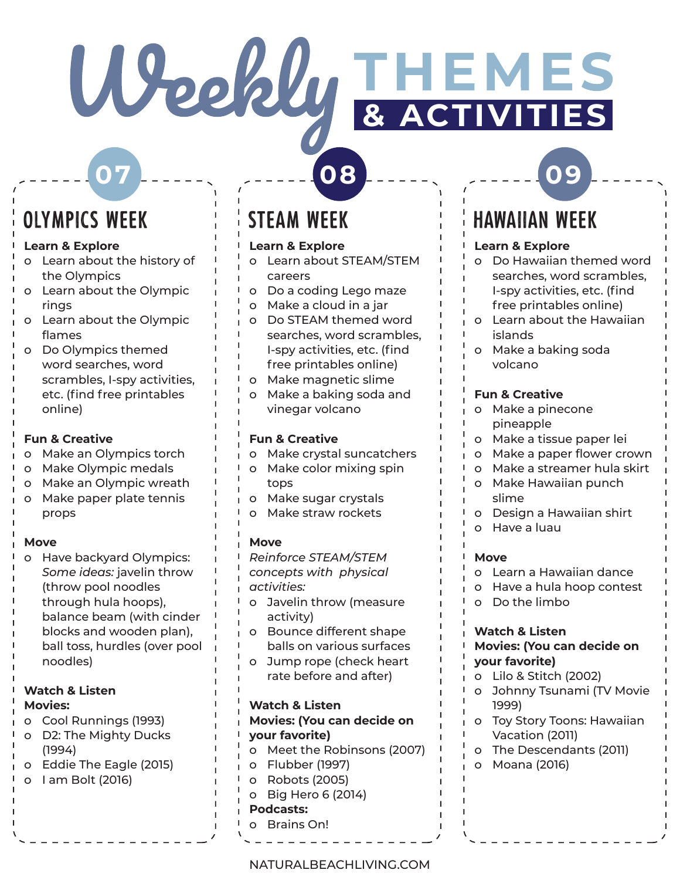# Weekly THEMES & ACTIVITIES

## 07

## OLYMPICS WEEK

**Learn & Explore**

- Learn about the history of the Olympics
- Learn about the Olympic rings
- Learn about the Olympic flames
- Do Olympics themed word searches, word scrambles, I-spy activities, etc. (find free printables online)

**Fun & Creative**

- Make an Olympics torch
- Make Olympic medals
- Make an Olympic wreath
- Make paper plate tennis props

**Move**

- Have backyard Olympics: *Some ideas:* javelin throw (throw pool noodles through hula hoops), balance beam (with cinder blocks and wooden plan), ball toss, hurdles (over pool noodles)

**Watch & Listen**
**Movies:**

- Cool Runnings (1993)
- D2: The Mighty Ducks (1994)
- Eddie The Eagle (2015)
- I am Bolt (2016)

## 08

## STEAM WEEK

**Learn & Explore**

- Learn about STEAM/STEM careers
- Do a coding Lego maze
- Make a cloud in a jar
- Do STEAM themed word searches, word scrambles, I-spy activities, etc. (find free printables online)
- Make magnetic slime
- Make a baking soda and vinegar volcano

**Fun & Creative**

- Make crystal suncatchers
- Make color mixing spin tops
- Make sugar crystals
- Make straw rockets

**Move**

*Reinforce STEAM/STEM concepts with physical activities:*

- Javelin throw (measure activity)
- Bounce different shape balls on various surfaces
- Jump rope (check heart rate before and after)

**Watch & Listen**
**Movies: (You can decide on your favorite)**

- Meet the Robinsons (2007)
- Flubber (1997)
- Robots (2005)
- Big Hero 6 (2014)

**Podcasts:**

- Brains On!

## 09

## HAWAIIAN WEEK

**Learn & Explore**

- Do Hawaiian themed word searches, word scrambles, I-spy activities, etc. (find free printables online)
- Learn about the Hawaiian islands
- Make a baking soda volcano

**Fun & Creative**

- Make a pinecone pineapple
- Make a tissue paper lei
- Make a paper flower crown
- Make a streamer hula skirt
- Make Hawaiian punch slime
- Design a Hawaiian shirt
- Have a luau

**Move**

- Learn a Hawaiian dance
- Have a hula hoop contest
- Do the limbo

**Watch & Listen**
**Movies: (You can decide on your favorite)**

- Lilo & Stitch (2002)
- Johnny Tsunami (TV Movie 1999)
- Toy Story Toons: Hawaiian Vacation (2011)
- The Descendants (2011)
- Moana (2016)

NATURALBEACHLIVING.COM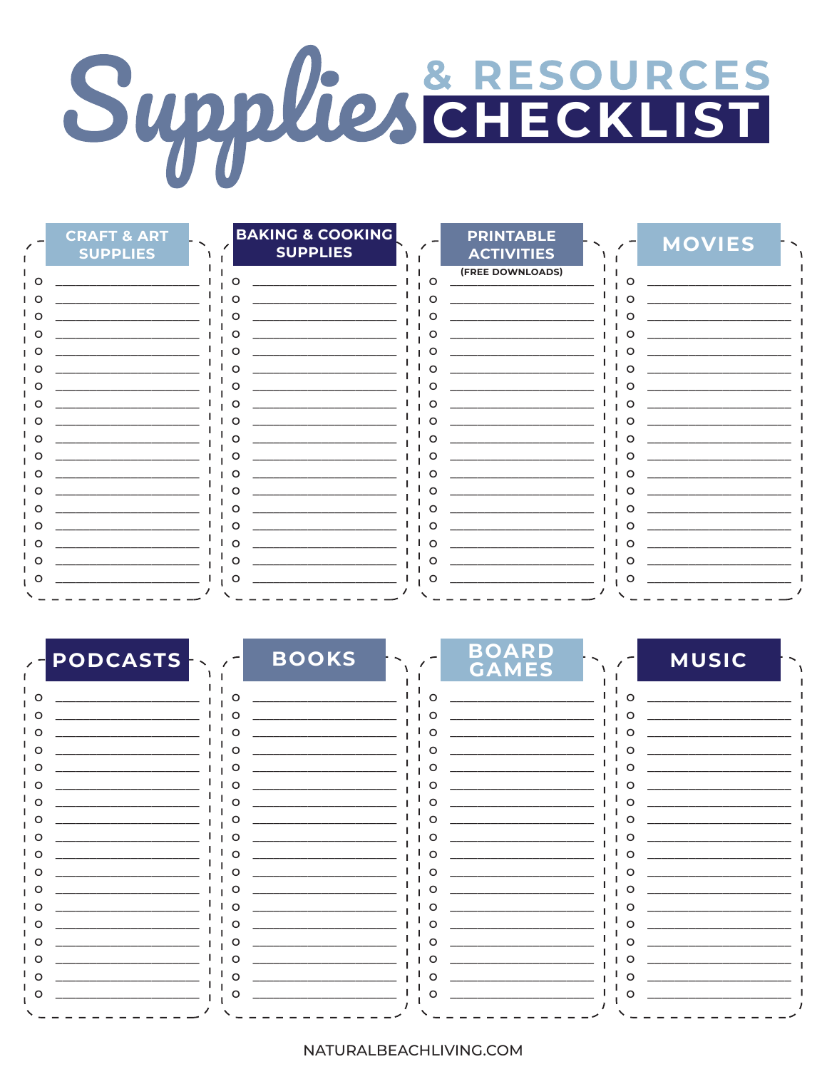# Supplies & RESOURCES CHECKLIST

## CRAFT & ART SUPPLIES

- [ ] ____________________
- [ ] ____________________
- [ ] ____________________
- [ ] ____________________
- [ ] ____________________
- [ ] ____________________
- [ ] ____________________
- [ ] ____________________
- [ ] ____________________
- [ ] ____________________
- [ ] ____________________
- [ ] ____________________
- [ ] ____________________
- [ ] ____________________
- [ ] ____________________
- [ ] ____________________
- [ ] ____________________
- [ ] ____________________

## BAKING & COOKING SUPPLIES

- [ ] ____________________
- [ ] ____________________
- [ ] ____________________
- [ ] ____________________
- [ ] ____________________
- [ ] ____________________
- [ ] ____________________
- [ ] ____________________
- [ ] ____________________
- [ ] ____________________
- [ ] ____________________
- [ ] ____________________
- [ ] ____________________
- [ ] ____________________
- [ ] ____________________
- [ ] ____________________
- [ ] ____________________
- [ ] ____________________

## PRINTABLE ACTIVITIES

(FREE DOWNLOADS)

- [ ] ____________________
- [ ] ____________________
- [ ] ____________________
- [ ] ____________________
- [ ] ____________________
- [ ] ____________________
- [ ] ____________________
- [ ] ____________________
- [ ] ____________________
- [ ] ____________________
- [ ] ____________________
- [ ] ____________________
- [ ] ____________________
- [ ] ____________________
- [ ] ____________________
- [ ] ____________________
- [ ] ____________________
- [ ] ____________________

## MOVIES

- [ ] ____________________
- [ ] ____________________
- [ ] ____________________
- [ ] ____________________
- [ ] ____________________
- [ ] ____________________
- [ ] ____________________
- [ ] ____________________
- [ ] ____________________
- [ ] ____________________
- [ ] ____________________
- [ ] ____________________
- [ ] ____________________
- [ ] ____________________
- [ ] ____________________
- [ ] ____________________
- [ ] ____________________
- [ ] ____________________

## PODCASTS

- [ ] ____________________
- [ ] ____________________
- [ ] ____________________
- [ ] ____________________
- [ ] ____________________
- [ ] ____________________
- [ ] ____________________
- [ ] ____________________
- [ ] ____________________
- [ ] ____________________
- [ ] ____________________
- [ ] ____________________
- [ ] ____________________
- [ ] ____________________
- [ ] ____________________
- [ ] ____________________
- [ ] ____________________
- [ ] ____________________

## BOOKS

- [ ] ____________________
- [ ] ____________________
- [ ] ____________________
- [ ] ____________________
- [ ] ____________________
- [ ] ____________________
- [ ] ____________________
- [ ] ____________________
- [ ] ____________________
- [ ] ____________________
- [ ] ____________________
- [ ] ____________________
- [ ] ____________________
- [ ] ____________________
- [ ] ____________________
- [ ] ____________________
- [ ] ____________________
- [ ] ____________________

## BOARD GAMES

- [ ] ____________________
- [ ] ____________________
- [ ] ____________________
- [ ] ____________________
- [ ] ____________________
- [ ] ____________________
- [ ] ____________________
- [ ] ____________________
- [ ] ____________________
- [ ] ____________________
- [ ] ____________________
- [ ] ____________________
- [ ] ____________________
- [ ] ____________________
- [ ] ____________________
- [ ] ____________________
- [ ] ____________________
- [ ] ____________________

## MUSIC

- [ ] ____________________
- [ ] ____________________
- [ ] ____________________
- [ ] ____________________
- [ ] ____________________
- [ ] ____________________
- [ ] ____________________
- [ ] ____________________
- [ ] ____________________
- [ ] ____________________
- [ ] ____________________
- [ ] ____________________
- [ ] ____________________
- [ ] ____________________
- [ ] ____________________
- [ ] ____________________
- [ ] ____________________
- [ ] ____________________

NATURALBEACHLIVING.COM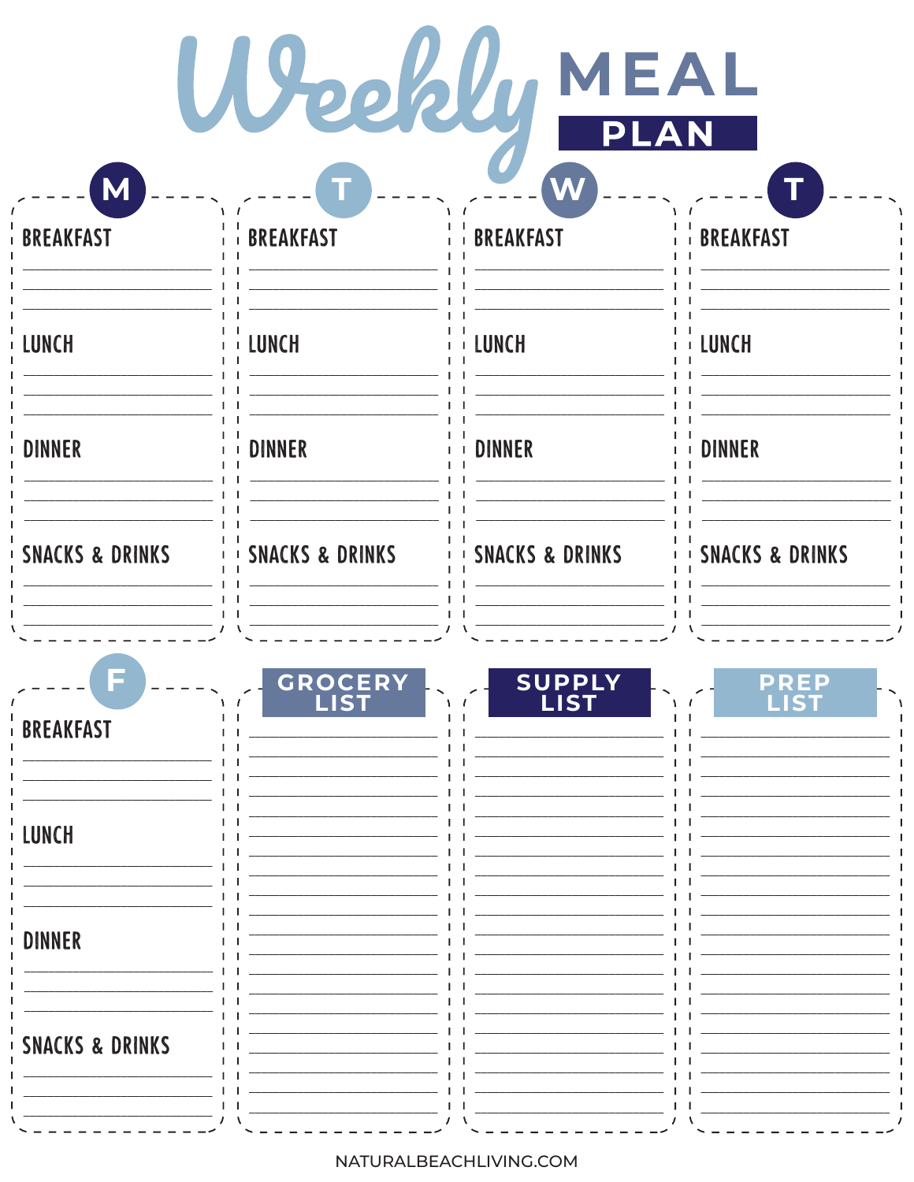# Weekly MEAL PLAN

## M

BREAKFAST

LUNCH

DINNER

SNACKS & DRINKS

## T

BREAKFAST

LUNCH

DINNER

SNACKS & DRINKS

## W

BREAKFAST

LUNCH

DINNER

SNACKS & DRINKS

## T

BREAKFAST

LUNCH

DINNER

SNACKS & DRINKS

## F

BREAKFAST

LUNCH

DINNER

SNACKS & DRINKS

## GROCERY LIST

## SUPPLY LIST

## PREP LIST

NATURALBEACHLIVING.COM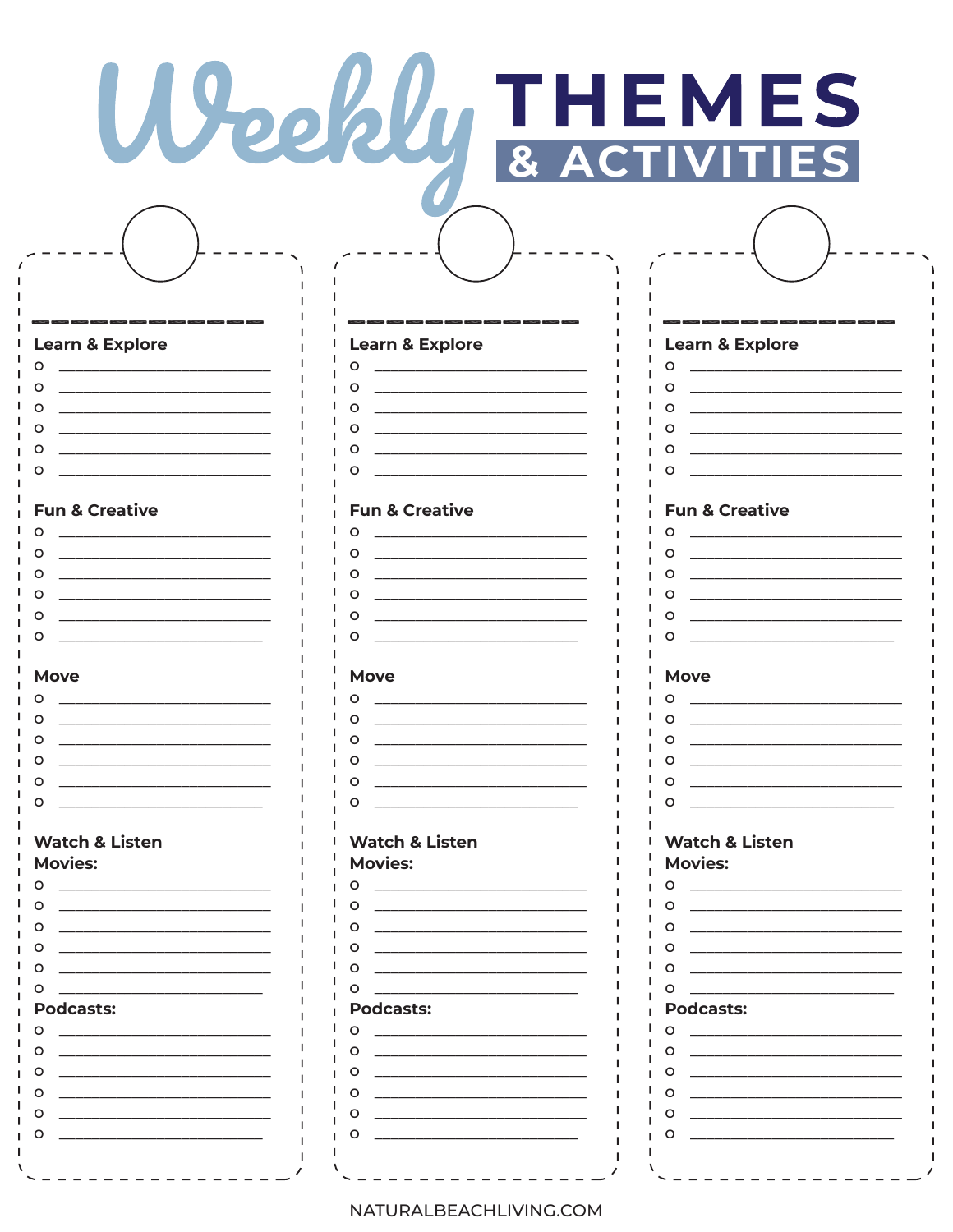# Weekly THEMES & ACTIVITIES

____________

**Learn & Explore**

- o ____________
- o ____________
- o ____________
- o ____________
- o ____________
- o ____________

**Fun & Creative**

- o ____________
- o ____________
- o ____________
- o ____________
- o ____________
- o ____________

**Move**

- o ____________
- o ____________
- o ____________
- o ____________
- o ____________
- o ____________

**Watch & Listen**

**Movies:**

- o ____________
- o ____________
- o ____________
- o ____________
- o ____________
- o ____________

**Podcasts:**

- o ____________
- o ____________
- o ____________
- o ____________
- o ____________
- o ____________

____________

**Learn & Explore**

- o ____________
- o ____________
- o ____________
- o ____________
- o ____________
- o ____________

**Fun & Creative**

- o ____________
- o ____________
- o ____________
- o ____________
- o ____________
- o ____________

**Move**

- o ____________
- o ____________
- o ____________
- o ____________
- o ____________
- o ____________

**Watch & Listen**

**Movies:**

- o ____________
- o ____________
- o ____________
- o ____________
- o ____________
- o ____________

**Podcasts:**

- o ____________
- o ____________
- o ____________
- o ____________
- o ____________
- o ____________

____________

**Learn & Explore**

- o ____________
- o ____________
- o ____________
- o ____________
- o ____________
- o ____________

**Fun & Creative**

- o ____________
- o ____________
- o ____________
- o ____________
- o ____________
- o ____________

**Move**

- o ____________
- o ____________
- o ____________
- o ____________
- o ____________
- o ____________

**Watch & Listen**

**Movies:**

- o ____________
- o ____________
- o ____________
- o ____________
- o ____________
- o ____________

**Podcasts:**

- o ____________
- o ____________
- o ____________
- o ____________
- o ____________
- o ____________

NATURALBEACHLIVING.COM